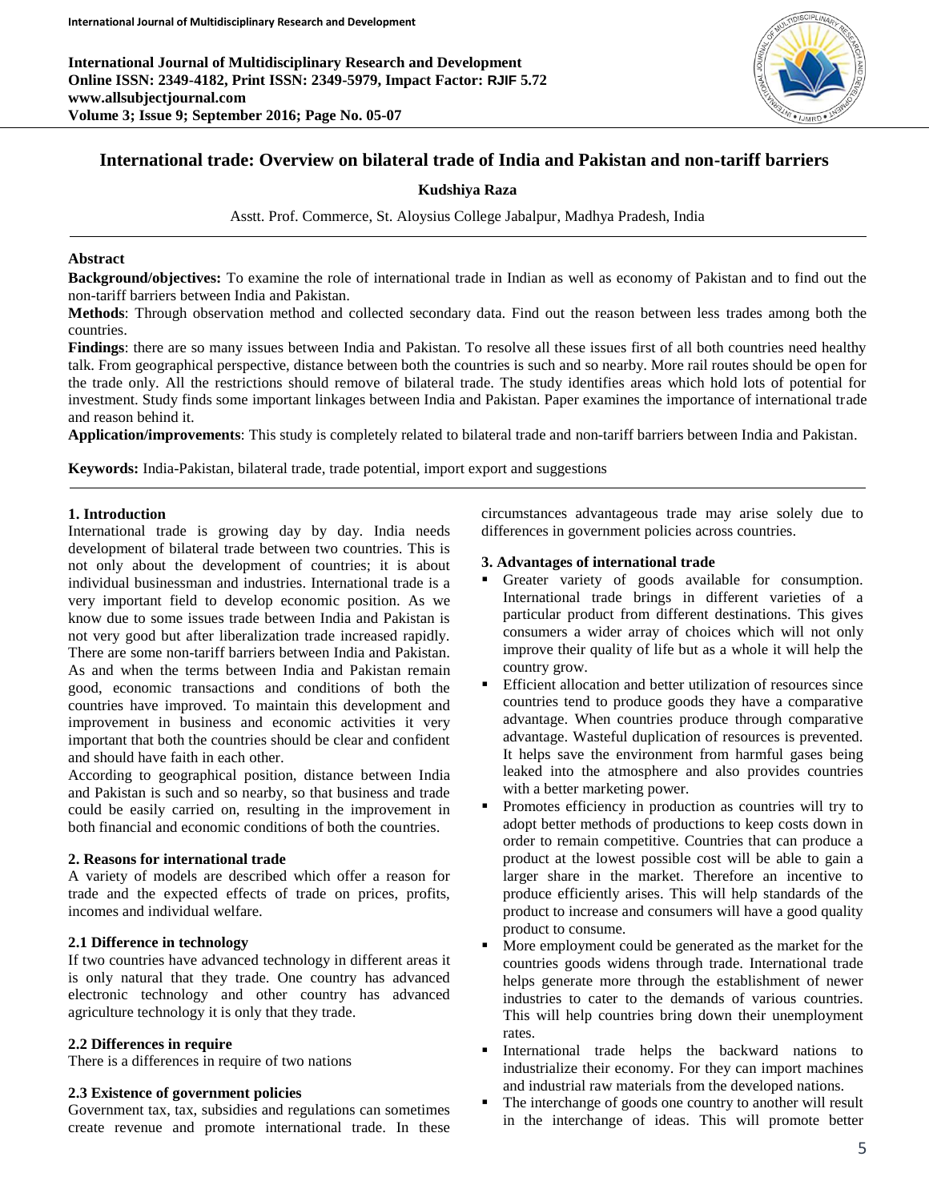# International trade: Overview on bilateral trade of India and Pakistan and non-tariff barriers

**Kudshiya Raza**

Asstt. Prof. Commerce, St. Aloysius College Jabalpur, Madhya Pradesh, India

---

### Abstract

**Background/objectives:** To examine the role of international trade in Indian as well as economy of Pakistan and to find out the non-tariff barriers between India and Pakistan.

**Methods**: Through observation method and collected secondary data. Find out the reason between less trades among both the countries.

**Findings**: there are so many issues between India and Pakistan. To resolve all these issues first of all both countries need healthy talk. From geographical perspective, distance between both the countries is such and so nearby. More rail routes should be open for the trade only. All the restrictions should remove of bilateral trade. The study identifies areas which hold lots of potential for investment. Study finds some important linkages between India and Pakistan. Paper examines the importance of international trade and reason behind it.

**Application/improvements**: This study is completely related to bilateral trade and non-tariff barriers between India and Pakistan.

**Keywords:** India-Pakistan, bilateral trade, trade potential, import export and suggestions

---

## 1. Introduction

International trade is growing day by day. India needs development of bilateral trade between two countries. This is not only about the development of countries; it is about individual businessman and industries. International trade is a very important field to develop economic position. As we know due to some issues trade between India and Pakistan is not very good but after liberalization trade increased rapidly. There are some non-tariff barriers between India and Pakistan. As and when the terms between India and Pakistan remain good, economic transactions and conditions of both the countries have improved. To maintain this development and improvement in business and economic activities it very important that both the countries should be clear and confident and should have faith in each other.

According to geographical position, distance between India and Pakistan is such and so nearby, so that business and trade could be easily carried on, resulting in the improvement in both financial and economic conditions of both the countries.

## 2. Reasons for international trade

A variety of models are described which offer a reason for trade and the expected effects of trade on prices, profits, incomes and individual welfare.

### 2.1 Difference in technology

If two countries have advanced technology in different areas it is only natural that they trade. One country has advanced electronic technology and other country has advanced agriculture technology it is only that they trade.

### 2.2 Differences in require

There is a differences in require of two nations

### 2.3 Existence of government policies

Government tax, tax, subsidies and regulations can sometimes create revenue and promote international trade. In these circumstances advantageous trade may arise solely due to differences in government policies across countries.

## 3. Advantages of international trade

- Greater variety of goods available for consumption. International trade brings in different varieties of a particular product from different destinations. This gives consumers a wider array of choices which will not only improve their quality of life but as a whole it will help the country grow.
- Efficient allocation and better utilization of resources since countries tend to produce goods they have a comparative advantage. When countries produce through comparative advantage. Wasteful duplication of resources is prevented. It helps save the environment from harmful gases being leaked into the atmosphere and also provides countries with a better marketing power.
- Promotes efficiency in production as countries will try to adopt better methods of productions to keep costs down in order to remain competitive. Countries that can produce a product at the lowest possible cost will be able to gain a larger share in the market. Therefore an incentive to produce efficiently arises. This will help standards of the product to increase and consumers will have a good quality product to consume.
- More employment could be generated as the market for the countries goods widens through trade. International trade helps generate more through the establishment of newer industries to cater to the demands of various countries. This will help countries bring down their unemployment rates.
- International trade helps the backward nations to industrialize their economy. For they can import machines and industrial raw materials from the developed nations.
- The interchange of goods one country to another will result in the interchange of ideas. This will promote better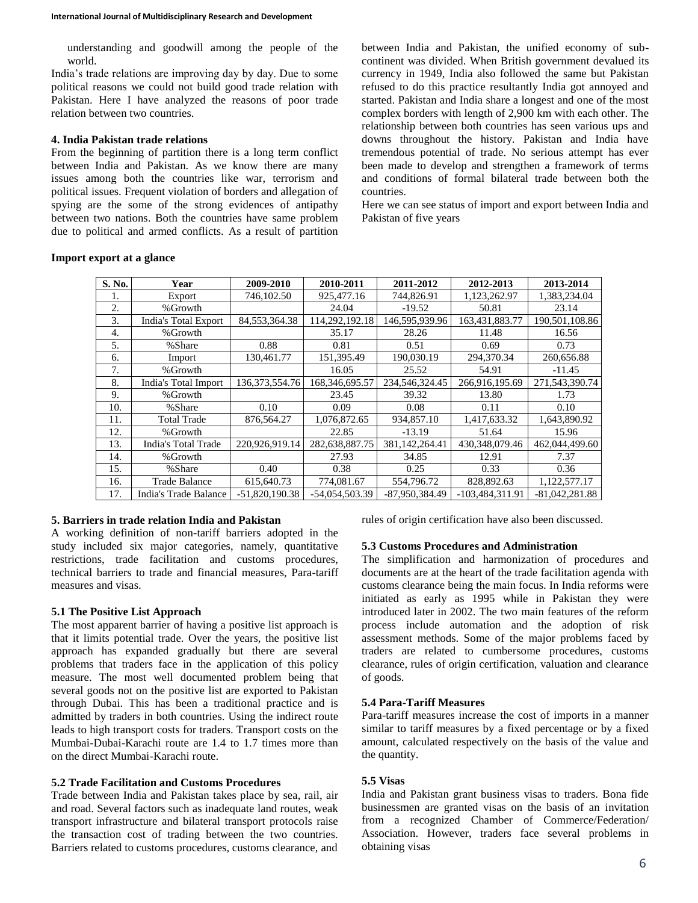understanding and goodwill among the people of the world.

India's trade relations are improving day by day. Due to some political reasons we could not build good trade relation with Pakistan. Here I have analyzed the reasons of poor trade relation between two countries.

### 4. India Pakistan trade relations

From the beginning of partition there is a long term conflict between India and Pakistan. As we know there are many issues among both the countries like war, terrorism and political issues. Frequent violation of borders and allegation of spying are the some of the strong evidences of antipathy between two nations. Both the countries have same problem due to political and armed conflicts. As a result of partition between India and Pakistan, the unified economy of sub-continent was divided. When British government devalued its currency in 1949, India also followed the same but Pakistan refused to do this practice resultantly India got annoyed and started. Pakistan and India share a longest and one of the most complex borders with length of 2,900 km with each other. The relationship between both countries has seen various ups and downs throughout the history. Pakistan and India have tremendous potential of trade. No serious attempt has ever been made to develop and strengthen a framework of terms and conditions of formal bilateral trade between both the countries.

Here we can see status of import and export between India and Pakistan of five years

**Import export at a glance**

| S. No. | Year | 2009-2010 | 2010-2011 | 2011-2012 | 2012-2013 | 2013-2014 |
|---|---|---|---|---|---|---|
| 1. | Export | 746,102.50 | 925,477.16 | 744,826.91 | 1,123,262.97 | 1,383,234.04 |
| 2. | %Growth | | 24.04 | -19.52 | 50.81 | 23.14 |
| 3. | India's Total Export | 84,553,364.38 | 114,292,192.18 | 146,595,939.96 | 163,431,883.77 | 190,501,108.86 |
| 4. | %Growth | | 35.17 | 28.26 | 11.48 | 16.56 |
| 5. | %Share | 0.88 | 0.81 | 0.51 | 0.69 | 0.73 |
| 6. | Import | 130,461.77 | 151,395.49 | 190,030.19 | 294,370.34 | 260,656.88 |
| 7. | %Growth | | 16.05 | 25.52 | 54.91 | -11.45 |
| 8. | India's Total Import | 136,373,554.76 | 168,346,695.57 | 234,546,324.45 | 266,916,195.69 | 271,543,390.74 |
| 9. | %Growth | | 23.45 | 39.32 | 13.80 | 1.73 |
| 10. | %Share | 0.10 | 0.09 | 0.08 | 0.11 | 0.10 |
| 11. | Total Trade | 876,564.27 | 1,076,872.65 | 934,857.10 | 1,417,633.32 | 1,643,890.92 |
| 12. | %Growth | | 22.85 | -13.19 | 51.64 | 15.96 |
| 13. | India's Total Trade | 220,926,919.14 | 282,638,887.75 | 381,142,264.41 | 430,348,079.46 | 462,044,499.60 |
| 14. | %Growth | | 27.93 | 34.85 | 12.91 | 7.37 |
| 15. | %Share | 0.40 | 0.38 | 0.25 | 0.33 | 0.36 |
| 16. | Trade Balance | 615,640.73 | 774,081.67 | 554,796.72 | 828,892.63 | 1,122,577.17 |
| 17. | India's Trade Balance | -51,820,190.38 | -54,054,503.39 | -87,950,384.49 | -103,484,311.91 | -81,042,281.88 |

### 5. Barriers in trade relation India and Pakistan

A working definition of non-tariff barriers adopted in the study included six major categories, namely, quantitative restrictions, trade facilitation and customs procedures, technical barriers to trade and financial measures, Para-tariff measures and visas.

#### 5.1 The Positive List Approach

The most apparent barrier of having a positive list approach is that it limits potential trade. Over the years, the positive list approach has expanded gradually but there are several problems that traders face in the application of this policy measure. The most well documented problem being that several goods not on the positive list are exported to Pakistan through Dubai. This has been a traditional practice and is admitted by traders in both countries. Using the indirect route leads to high transport costs for traders. Transport costs on the Mumbai-Dubai-Karachi route are 1.4 to 1.7 times more than on the direct Mumbai-Karachi route.

#### 5.2 Trade Facilitation and Customs Procedures

Trade between India and Pakistan takes place by sea, rail, air and road. Several factors such as inadequate land routes, weak transport infrastructure and bilateral transport protocols raise the transaction cost of trading between the two countries. Barriers related to customs procedures, customs clearance, and rules of origin certification have also been discussed.

#### 5.3 Customs Procedures and Administration

The simplification and harmonization of procedures and documents are at the heart of the trade facilitation agenda with customs clearance being the main focus. In India reforms were initiated as early as 1995 while in Pakistan they were introduced later in 2002. The two main features of the reform process include automation and the adoption of risk assessment methods. Some of the major problems faced by traders are related to cumbersome procedures, customs clearance, rules of origin certification, valuation and clearance of goods.

#### 5.4 Para-Tariff Measures

Para-tariff measures increase the cost of imports in a manner similar to tariff measures by a fixed percentage or by a fixed amount, calculated respectively on the basis of the value and the quantity.

#### 5.5 Visas

India and Pakistan grant business visas to traders. Bona fide businessmen are granted visas on the basis of an invitation from a recognized Chamber of Commerce/Federation/ Association. However, traders face several problems in obtaining visas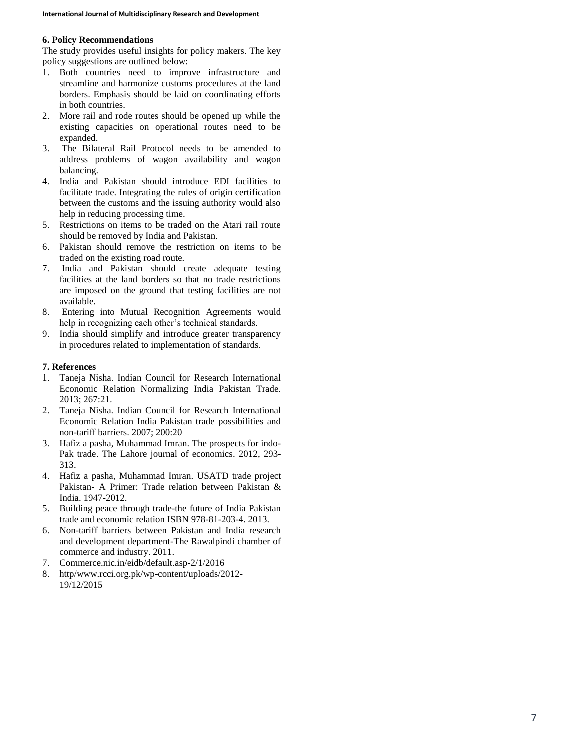## 6. Policy Recommendations

The study provides useful insights for policy makers. The key policy suggestions are outlined below:

1. Both countries need to improve infrastructure and streamline and harmonize customs procedures at the land borders. Emphasis should be laid on coordinating efforts in both countries.
2. More rail and rode routes should be opened up while the existing capacities on operational routes need to be expanded.
3. The Bilateral Rail Protocol needs to be amended to address problems of wagon availability and wagon balancing.
4. India and Pakistan should introduce EDI facilities to facilitate trade. Integrating the rules of origin certification between the customs and the issuing authority would also help in reducing processing time.
5. Restrictions on items to be traded on the Atari rail route should be removed by India and Pakistan.
6. Pakistan should remove the restriction on items to be traded on the existing road route.
7. India and Pakistan should create adequate testing facilities at the land borders so that no trade restrictions are imposed on the ground that testing facilities are not available.
8. Entering into Mutual Recognition Agreements would help in recognizing each other's technical standards.
9. India should simplify and introduce greater transparency in procedures related to implementation of standards.

## 7. References

1. Taneja Nisha. Indian Council for Research International Economic Relation Normalizing India Pakistan Trade. 2013; 267:21.
2. Taneja Nisha. Indian Council for Research International Economic Relation India Pakistan trade possibilities and non-tariff barriers. 2007; 200:20
3. Hafiz a pasha, Muhammad Imran. The prospects for indo-Pak trade. The Lahore journal of economics. 2012, 293-313.
4. Hafiz a pasha, Muhammad Imran. USATD trade project Pakistan- A Primer: Trade relation between Pakistan & India. 1947-2012.
5. Building peace through trade-the future of India Pakistan trade and economic relation ISBN 978-81-203-4. 2013.
6. Non-tariff barriers between Pakistan and India research and development department-The Rawalpindi chamber of commerce and industry. 2011.
7. Commerce.nic.in/eidb/default.asp-2/1/2016
8. http/www.rcci.org.pk/wp-content/uploads/2012-19/12/2015